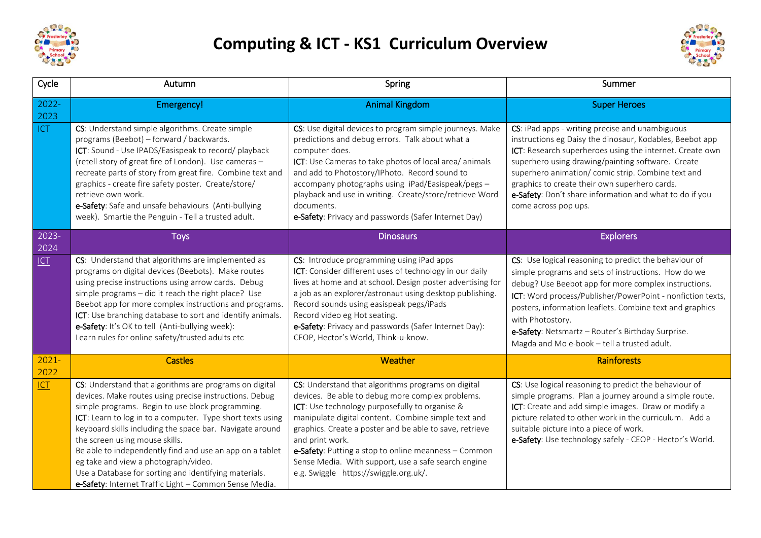# Computing & ICT - KS1 Curriculum Overview

| Cycle | Autumn | Spring | Summer |
|---|---|---|---|
| 2022-2023 | Emergency! | Animal Kingdom | Super Heroes |
| ICT | **CS**: Understand simple algorithms. Create simple programs (Beebot) – forward / backwards. **ICT**: Sound - Use IPADS/Easispeak to record/ playback (retell story of great fire of London). Use cameras – recreate parts of story from great fire. Combine text and graphics - create fire safety poster. Create/store/ retrieve own work. **e-Safety**: Safe and unsafe behaviours (Anti-bullying week). Smartie the Penguin - Tell a trusted adult. | **CS**: Use digital devices to program simple journeys. Make predictions and debug errors. Talk about what a computer does. **ICT**: Use Cameras to take photos of local area/ animals and add to Photostory/IPhoto. Record sound to accompany photographs using iPad/Easispeak/pegs – playback and use in writing. Create/store/retrieve Word documents. **e-Safety**: Privacy and passwords (Safer Internet Day) | **CS**: iPad apps - writing precise and unambiguous instructions eg Daisy the dinosaur, Kodables, Beebot app **ICT**: Research superheroes using the internet. Create own superhero using drawing/painting software. Create superhero animation/ comic strip. Combine text and graphics to create their own superhero cards. **e-Safety**: Don't share information and what to do if you come across pop ups. |
| 2023-2024 | Toys | Dinosaurs | Explorers |
| ICT | **CS**: Understand that algorithms are implemented as programs on digital devices (Beebots). Make routes using precise instructions using arrow cards. Debug simple programs – did it reach the right place? Use Beebot app for more complex instructions and programs. **ICT**: Use branching database to sort and identify animals. **e-Safety**: It's OK to tell (Anti-bullying week): Learn rules for online safety/trusted adults etc | **CS**: Introduce programming using iPad apps **ICT**: Consider different uses of technology in our daily lives at home and at school. Design poster advertising for a job as an explorer/astronaut using desktop publishing. Record sounds using easispeak pegs/iPads Record video eg Hot seating. **e-Safety**: Privacy and passwords (Safer Internet Day): CEOP, Hector's World, Think-u-know. | **CS**: Use logical reasoning to predict the behaviour of simple programs and sets of instructions. How do we debug? Use Beebot app for more complex instructions. **ICT**: Word process/Publisher/PowerPoint - nonfiction texts, posters, information leaflets. Combine text and graphics with Photostory. **e-Safety**: Netsmartz – Router's Birthday Surprise. Magda and Mo e-book – tell a trusted adult. |
| 2021-2022 | Castles | Weather | Rainforests |
| ICT | **CS**: Understand that algorithms are programs on digital devices. Make routes using precise instructions. Debug simple programs. Begin to use block programming. **ICT**: Learn to log in to a computer. Type short texts using keyboard skills including the space bar. Navigate around the screen using mouse skills. Be able to independently find and use an app on a tablet eg take and view a photograph/video. Use a Database for sorting and identifying materials. **e-Safety**: Internet Traffic Light – Common Sense Media. | **CS**: Understand that algorithms programs on digital devices. Be able to debug more complex problems. **ICT**: Use technology purposefully to organise & manipulate digital content. Combine simple text and graphics. Create a poster and be able to save, retrieve and print work. **e-Safety**: Putting a stop to online meanness – Common Sense Media. With support, use a safe search engine e.g. Swiggle https://swiggle.org.uk/. | **CS**: Use logical reasoning to predict the behaviour of simple programs. Plan a journey around a simple route. **ICT**: Create and add simple images. Draw or modify a picture related to other work in the curriculum. Add a suitable picture into a piece of work. **e-Safety**: Use technology safely - CEOP - Hector's World. |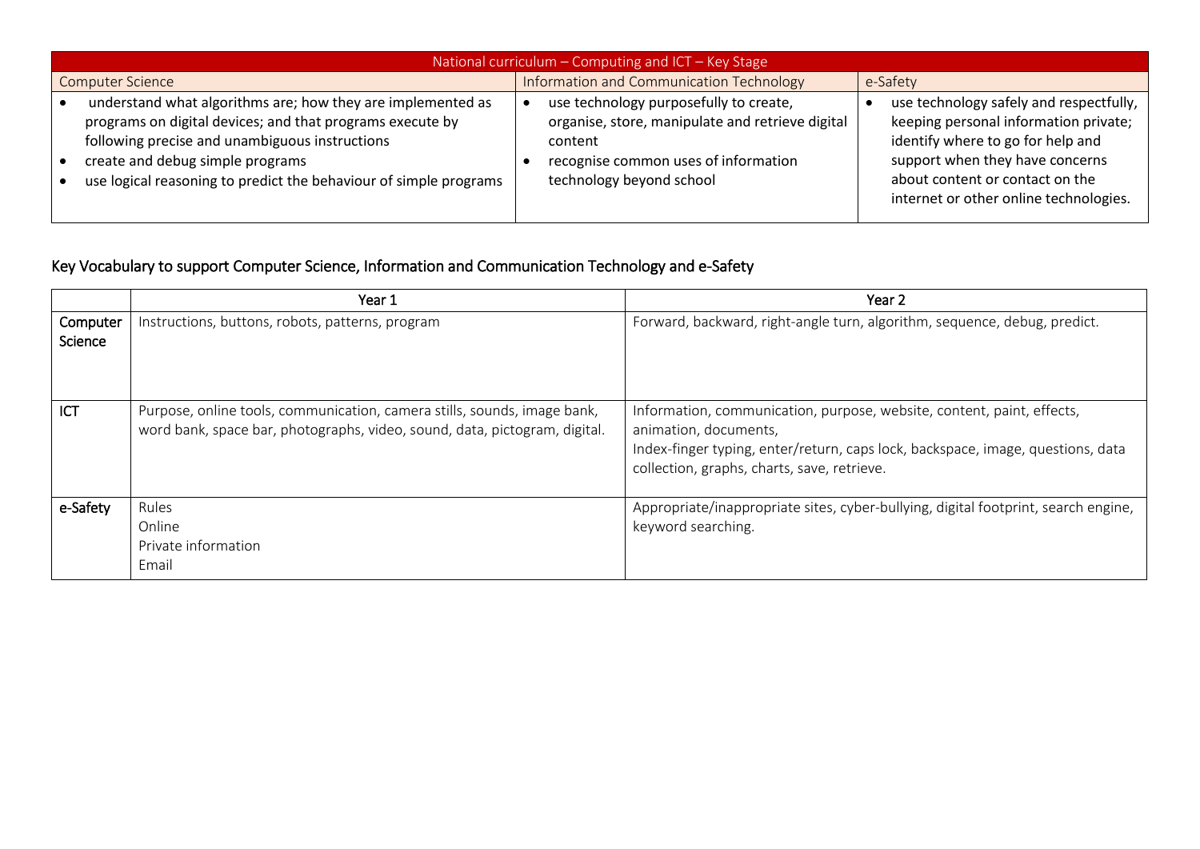| National curriculum – Computing and ICT – Key Stage | | |
|---|---|---|
| Computer Science | Information and Communication Technology | e-Safety |
| • understand what algorithms are; how they are implemented as programs on digital devices; and that programs execute by following precise and unambiguous instructions<br>• create and debug simple programs<br>• use logical reasoning to predict the behaviour of simple programs | • use technology purposefully to create, organise, store, manipulate and retrieve digital content<br>• recognise common uses of information technology beyond school | • use technology safely and respectfully, keeping personal information private; identify where to go for help and support when they have concerns about content or contact on the internet or other online technologies. |

## Key Vocabulary to support Computer Science, Information and Communication Technology and e-Safety

| | Year 1 | Year 2 |
|---|---|---|
| Computer Science | Instructions, buttons, robots, patterns, program | Forward, backward, right-angle turn, algorithm, sequence, debug, predict. |
| ICT | Purpose, online tools, communication, camera stills, sounds, image bank, word bank, space bar, photographs, video, sound, data, pictogram, digital. | Information, communication, purpose, website, content, paint, effects, animation, documents,<br>Index-finger typing, enter/return, caps lock, backspace, image, questions, data collection, graphs, charts, save, retrieve. |
| e-Safety | Rules<br>Online<br>Private information<br>Email | Appropriate/inappropriate sites, cyber-bullying, digital footprint, search engine, keyword searching. |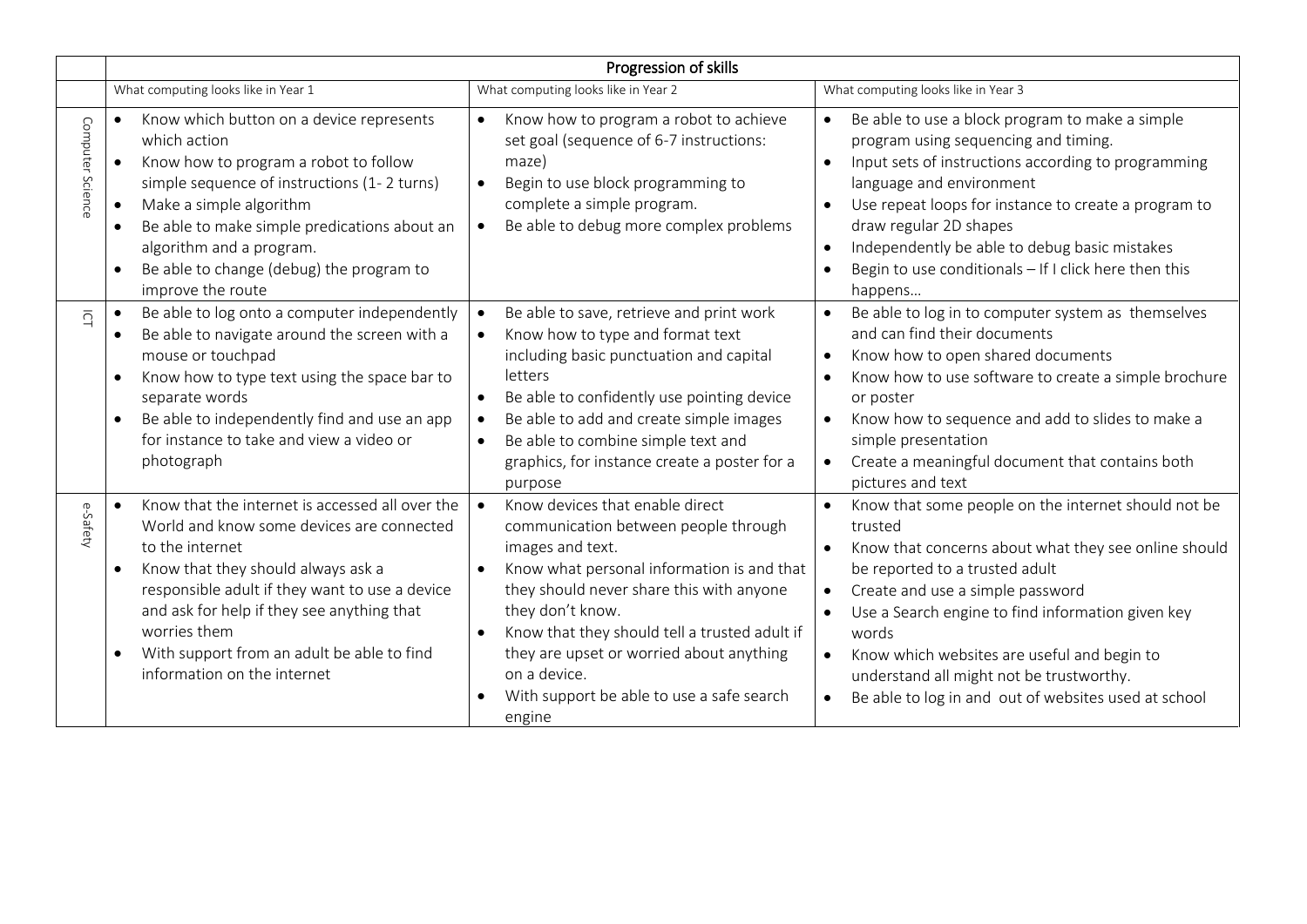| | Progression of skills | | |
|---|---|---|---|
| | What computing looks like in Year 1 | What computing looks like in Year 2 | What computing looks like in Year 3 |
| Computer Science | • Know which button on a device represents which action<br>• Know how to program a robot to follow simple sequence of instructions (1- 2 turns)<br>• Make a simple algorithm<br>• Be able to make simple predications about an algorithm and a program.<br>• Be able to change (debug) the program to improve the route | • Know how to program a robot to achieve set goal (sequence of 6-7 instructions: maze)<br>• Begin to use block programming to complete a simple program.<br>• Be able to debug more complex problems | • Be able to use a block program to make a simple program using sequencing and timing.<br>• Input sets of instructions according to programming language and environment<br>• Use repeat loops for instance to create a program to draw regular 2D shapes<br>• Independently be able to debug basic mistakes<br>• Begin to use conditionals – If I click here then this happens… |
| ICT | • Be able to log onto a computer independently<br>• Be able to navigate around the screen with a mouse or touchpad<br>• Know how to type text using the space bar to separate words<br>• Be able to independently find and use an app for instance to take and view a video or photograph | • Be able to save, retrieve and print work<br>• Know how to type and format text including basic punctuation and capital letters<br>• Be able to confidently use pointing device<br>• Be able to add and create simple images<br>• Be able to combine simple text and graphics, for instance create a poster for a purpose | • Be able to log in to computer system as themselves and can find their documents<br>• Know how to open shared documents<br>• Know how to use software to create a simple brochure or poster<br>• Know how to sequence and add to slides to make a simple presentation<br>• Create a meaningful document that contains both pictures and text |
| e-Safety | • Know that the internet is accessed all over the World and know some devices are connected to the internet<br>• Know that they should always ask a responsible adult if they want to use a device and ask for help if they see anything that worries them<br>• With support from an adult be able to find information on the internet | • Know devices that enable direct communication between people through images and text.<br>• Know what personal information is and that they should never share this with anyone they don't know.<br>• Know that they should tell a trusted adult if they are upset or worried about anything on a device.<br>• With support be able to use a safe search engine | • Know that some people on the internet should not be trusted<br>• Know that concerns about what they see online should be reported to a trusted adult<br>• Create and use a simple password<br>• Use a Search engine to find information given key words<br>• Know which websites are useful and begin to understand all might not be trustworthy.<br>• Be able to log in and out of websites used at school |